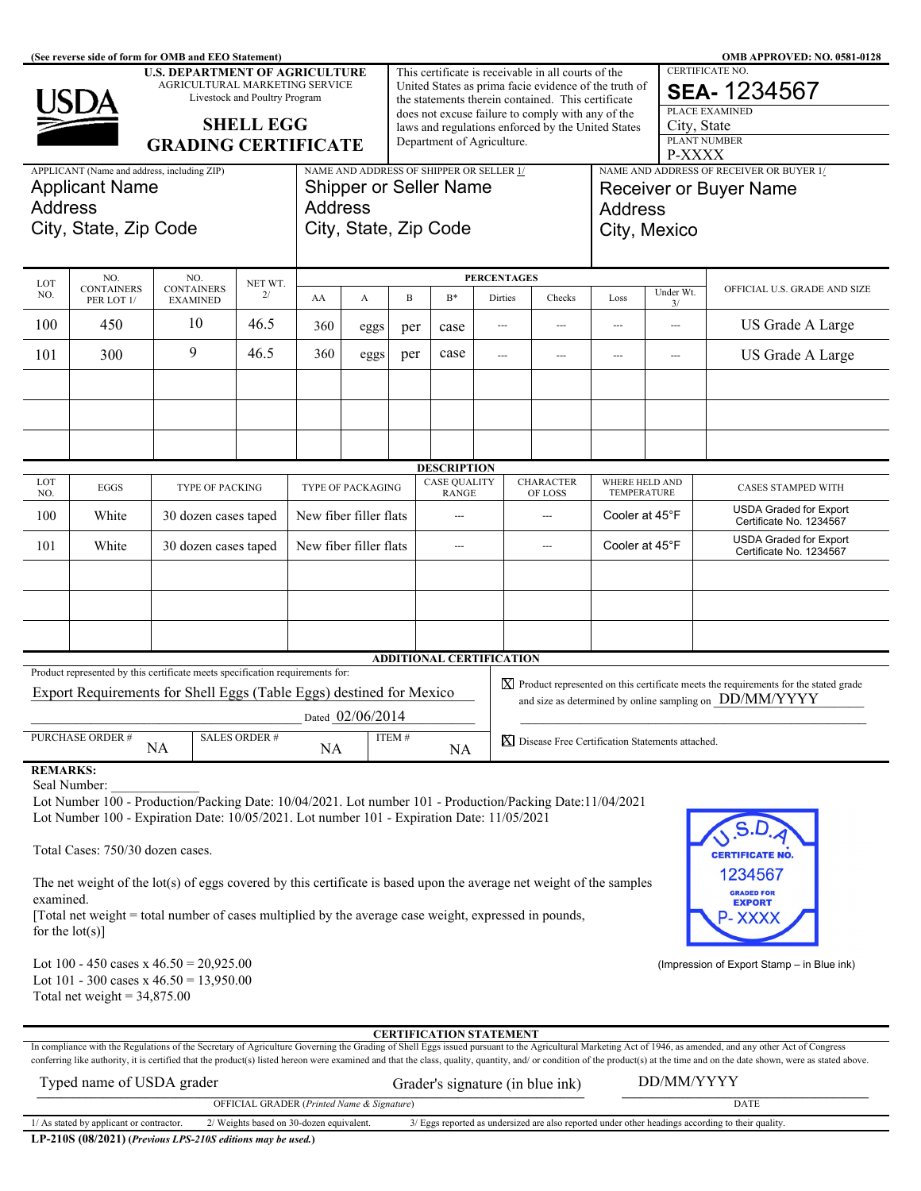(See reverse side of form for OMB and EEO Statement) OMB APPROVED: NO. 0581-0128

**U.S. DEPARTMENT OF AGRICULTURE**
AGRICULTURAL MARKETING SERVICE
Livestock and Poultry Program

# SHELL EGG GRADING CERTIFICATE

This certificate is receivable in all courts of the United States as prima facie evidence of the truth of the statements therein contained. This certificate does not excuse failure to comply with any of the laws and regulations enforced by the United States Department of Agriculture.

CERTIFICATE NO.
**SEA-** 1234567

PLACE EXAMINED
City, State

PLANT NUMBER
P-XXXX

| APPLICANT (Name and address, including ZIP) | NAME AND ADDRESS OF SHIPPER OR SELLER 1/ | NAME AND ADDRESS OF RECEIVER OR BUYER 1/ |
|---|---|---|
| Applicant Name<br>Address<br>City, State, Zip Code | Shipper or Seller Name<br>Address<br>City, State, Zip Code | Receiver or Buyer Name<br>Address<br>City, Mexico |

| LOT NO. | NO. CONTAINERS PER LOT 1/ | NO. CONTAINERS EXAMINED | NET WT. 2/ | PERCENTAGES | | | | | | | | OFFICIAL U.S. GRADE AND SIZE |
|---|---|---|---|---|---|---|---|---|---|---|---|---|
| | | | | AA | A | B | B* | Dirties | Checks | Loss | Under Wt. 3/ | |
| 100 | 450 | 10 | 46.5 | 360 | eggs | per | case | --- | --- | --- | --- | US Grade A Large |
| 101 | 300 | 9 | 46.5 | 360 | eggs | per | case | --- | --- | --- | --- | US Grade A Large |

## DESCRIPTION

| LOT NO. | EGGS | TYPE OF PACKING | TYPE OF PACKAGING | CASE QUALITY RANGE | CHARACTER OF LOSS | WHERE HELD AND TEMPERATURE | CASES STAMPED WITH |
|---|---|---|---|---|---|---|---|
| 100 | White | 30 dozen cases taped | New fiber filler flats | --- | --- | Cooler at 45°F | USDA Graded for Export Certificate No. 1234567 |
| 101 | White | 30 dozen cases taped | New fiber filler flats | --- | --- | Cooler at 45°F | USDA Graded for Export Certificate No. 1234567 |

## ADDITIONAL CERTIFICATION

Product represented by this certificate meets specification requirements for:
Export Requirements for Shell Eggs (Table Eggs) destined for Mexico
Dated 02/06/2014

[X] Product represented on this certificate meets the requirements for the stated grade and size as determined by online sampling on DD/MM/YYYY

| PURCHASE ORDER # | SALES ORDER # | ITEM # |
|---|---|---|
| NA | NA | NA |

[X] Disease Free Certification Statements attached.

**REMARKS:**
Seal Number: \_\_\_\_\_\_\_\_\_\_\_\_\_
Lot Number 100 - Production/Packing Date: 10/04/2021. Lot number 101 - Production/Packing Date:11/04/2021
Lot Number 100 - Expiration Date: 10/05/2021. Lot number 101 - Expiration Date: 11/05/2021

Total Cases: 750/30 dozen cases.

The net weight of the lot(s) of eggs covered by this certificate is based upon the average net weight of the samples examined.
[Total net weight = total number of cases multiplied by the average case weight, expressed in pounds, for the lot(s)]

Lot 100 - 450 cases x 46.50 = 20,925.00
Lot 101 - 300 cases x 46.50 = 13,950.00
Total net weight = 34,875.00

U.S.D.A. CERTIFICATE NO. 1234567 GRADED FOR EXPORT P- XXXX

(Impression of Export Stamp – in Blue ink)

## CERTIFICATION STATEMENT

In compliance with the Regulations of the Secretary of Agriculture Governing the Grading of Shell Eggs issued pursuant to the Agricultural Marketing Act of 1946, as amended, and any other Act of Congress conferring like authority, it is certified that the product(s) listed hereon were examined and that the class, quality, quantity, and/ or condition of the product(s) at the time and on the date shown, were as stated above.

Typed name of USDA grader    Grader's signature (in blue ink)    DD/MM/YYYY

OFFICIAL GRADER (*Printed Name & Signature*)    DATE

1/ As stated by applicant or contractor.    2/ Weights based on 30-dozen equivalent.    3/ Eggs reported as undersized are also reported under other headings according to their quality.

**LP-210S (08/2021)** (***Previous LPS-210S editions may be used.***)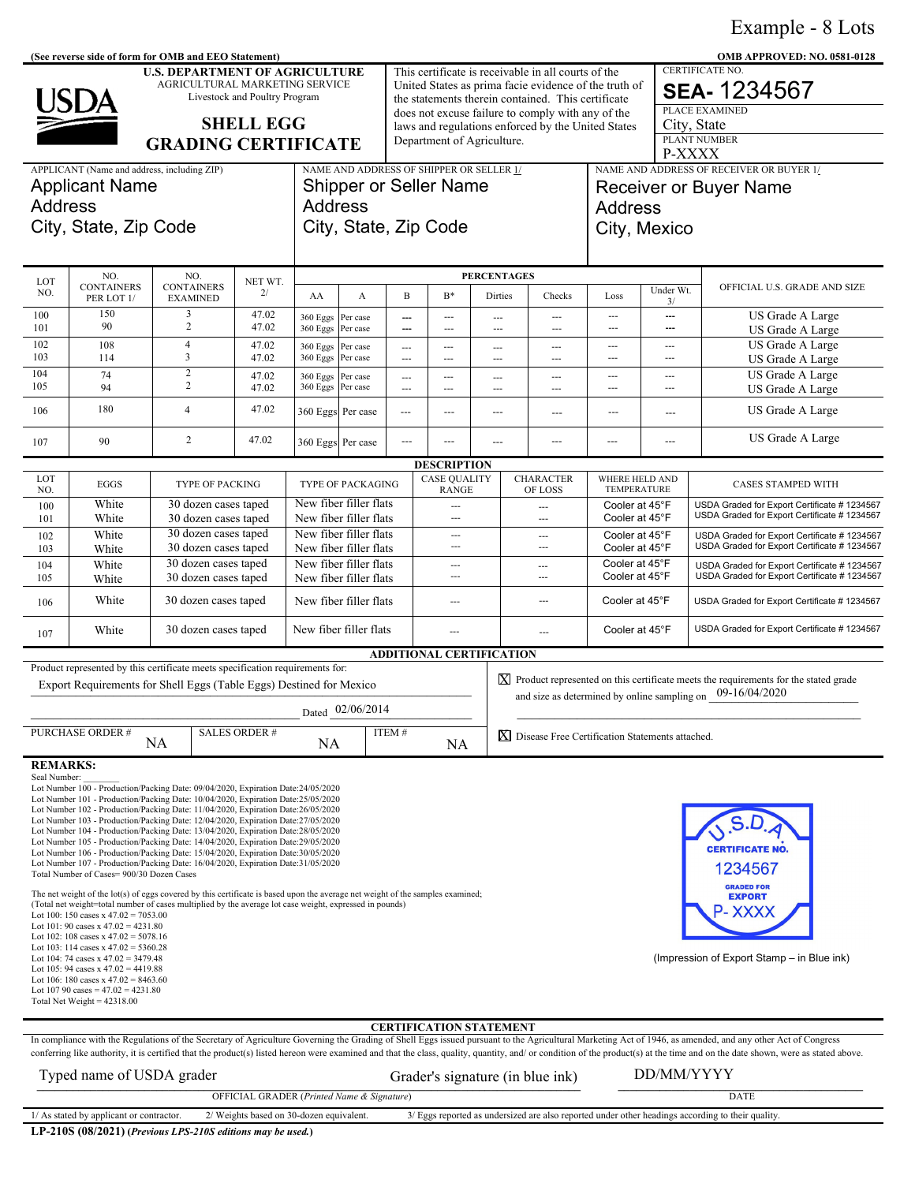Example - 8 Lots

(See reverse side of form for OMB and EEO Statement) | OMB APPROVED: NO. 0581-0128

USDA

**U.S. DEPARTMENT OF AGRICULTURE**
AGRICULTURAL MARKETING SERVICE
Livestock and Poultry Program

# SHELL EGG GRADING CERTIFICATE

This certificate is receivable in all courts of the United States as prima facie evidence of the truth of the statements therein contained. This certificate does not excuse failure to comply with any of the laws and regulations enforced by the United States Department of Agriculture.

CERTIFICATE NO.
**SEA- 1234567**
PLACE EXAMINED
City, State
PLANT NUMBER
P-XXXX

| APPLICANT (Name and address, including ZIP) | NAME AND ADDRESS OF SHIPPER OR SELLER 1/ | NAME AND ADDRESS OF RECEIVER OR BUYER 1/ |
|---|---|---|
| Applicant Name<br>Address<br>City, State, Zip Code | Shipper or Seller Name<br>Address<br>City, State, Zip Code | Receiver or Buyer Name<br>Address<br>City, Mexico |

| LOT NO. | NO. CONTAINERS PER LOT 1/ | NO. CONTAINERS EXAMINED | NET WT. 2/ | PERCENTAGES AA | A | B | B* | Dirties | Checks | Loss | Under Wt. 3/ | OFFICIAL U.S. GRADE AND SIZE |
|---|---|---|---|---|---|---|---|---|---|---|---|---|
| 100 | 150 | 3 | 47.02 | 360 Eggs | Per case | --- | --- | --- | --- | --- | --- | US Grade A Large |
| 101 | 90 | 2 | 47.02 | 360 Eggs | Per case | --- | --- | --- | --- | --- | --- | US Grade A Large |
| 102 | 108 | 4 | 47.02 | 360 Eggs | Per case | --- | --- | --- | --- | --- | --- | US Grade A Large |
| 103 | 114 | 3 | 47.02 | 360 Eggs | Per case | --- | --- | --- | --- | --- | --- | US Grade A Large |
| 104 | 74 | 2 | 47.02 | 360 Eggs | Per case | --- | --- | --- | --- | --- | --- | US Grade A Large |
| 105 | 94 | 2 | 47.02 | 360 Eggs | Per case | --- | --- | --- | --- | --- | --- | US Grade A Large |
| 106 | 180 | 4 | 47.02 | 360 Eggs | Per case | --- | --- | --- | --- | --- | --- | US Grade A Large |
| 107 | 90 | 2 | 47.02 | 360 Eggs | Per case | --- | --- | --- | --- | --- | --- | US Grade A Large |

**DESCRIPTION**

| LOT NO. | EGGS | TYPE OF PACKING | TYPE OF PACKAGING | CASE QUALITY RANGE | CHARACTER OF LOSS | WHERE HELD AND TEMPERATURE | CASES STAMPED WITH |
|---|---|---|---|---|---|---|---|
| 100 | White | 30 dozen cases taped | New fiber filler flats | --- | --- | Cooler at 45°F | USDA Graded for Export Certificate # 1234567 |
| 101 | White | 30 dozen cases taped | New fiber filler flats | --- | --- | Cooler at 45°F | USDA Graded for Export Certificate # 1234567 |
| 102 | White | 30 dozen cases taped | New fiber filler flats | --- | --- | Cooler at 45°F | USDA Graded for Export Certificate # 1234567 |
| 103 | White | 30 dozen cases taped | New fiber filler flats | --- | --- | Cooler at 45°F | USDA Graded for Export Certificate # 1234567 |
| 104 | White | 30 dozen cases taped | New fiber filler flats | --- | --- | Cooler at 45°F | USDA Graded for Export Certificate # 1234567 |
| 105 | White | 30 dozen cases taped | New fiber filler flats | --- | --- | Cooler at 45°F | USDA Graded for Export Certificate # 1234567 |
| 106 | White | 30 dozen cases taped | New fiber filler flats | --- | --- | Cooler at 45°F | USDA Graded for Export Certificate # 1234567 |
| 107 | White | 30 dozen cases taped | New fiber filler flats | --- | --- | Cooler at 45°F | USDA Graded for Export Certificate # 1234567 |

**ADDITIONAL CERTIFICATION**

Product represented by this certificate meets specification requirements for:
Export Requirements for Shell Eggs (Table Eggs) Destined for Mexico
Dated 02/06/2014

[X] Product represented on this certificate meets the requirements for the stated grade and size as determined by online sampling on 09-16/04/2020

PURCHASE ORDER # NA | SALES ORDER # NA | ITEM # NA

[X] Disease Free Certification Statements attached.

**REMARKS:**

Seal Number: ________
Lot Number 100 - Production/Packing Date: 09/04/2020, Expiration Date:24/05/2020
Lot Number 101 - Production/Packing Date: 10/04/2020, Expiration Date:25/05/2020
Lot Number 102 - Production/Packing Date: 11/04/2020, Expiration Date:26/05/2020
Lot Number 103 - Production/Packing Date: 12/04/2020, Expiration Date:27/05/2020
Lot Number 104 - Production/Packing Date: 13/04/2020, Expiration Date:28/05/2020
Lot Number 105 - Production/Packing Date: 14/04/2020, Expiration Date:29/05/2020
Lot Number 106 - Production/Packing Date: 15/04/2020, Expiration Date:30/05/2020
Lot Number 107 - Production/Packing Date: 16/04/2020, Expiration Date:31/05/2020
Total Number of Cases= 900/30 Dozen Cases

The net weight of the lot(s) of eggs covered by this certificate is based upon the average net weight of the samples examined;
(Total net weight=total number of cases multiplied by the average lot case weight, expressed in pounds)
Lot 100: 150 cases x 47.02 = 7053.00
Lot 101: 90 cases x 47.02 = 4231.80
Lot 102: 108 cases x 47.02 = 5078.16
Lot 103: 114 cases x 47.02 = 5360.28
Lot 104: 74 cases x 47.02 = 3479.48
Lot 105: 94 cases x 47.02 = 4419.88
Lot 106: 180 cases x 47.02 = 8463.60
Lot 107 90 cases = 47.02 = 4231.80
Total Net Weight = 42318.00

U.S.D.A
CERTIFICATE NO.
1234567
GRADED FOR EXPORT
P- XXXX

(Impression of Export Stamp – in Blue ink)

**CERTIFICATION STATEMENT**

In compliance with the Regulations of the Secretary of Agriculture Governing the Grading of Shell Eggs issued pursuant to the Agricultural Marketing Act of 1946, as amended, and any other Act of Congress conferring like authority, it is certified that the product(s) listed hereon were examined and that the class, quality, quantity, and/ or condition of the product(s) at the time and on the date shown, were as stated above.

Typed name of USDA grader | Grader's signature (in blue ink) | DD/MM/YYYY

OFFICIAL GRADER (*Printed Name & Signature*) | DATE

1/ As stated by applicant or contractor. 2/ Weights based on 30-dozen equivalent. 3/ Eggs reported as undersized are also reported under other headings according to their quality.

**LP-210S (08/2021) (*Previous LPS-210S editions may be used.*)**